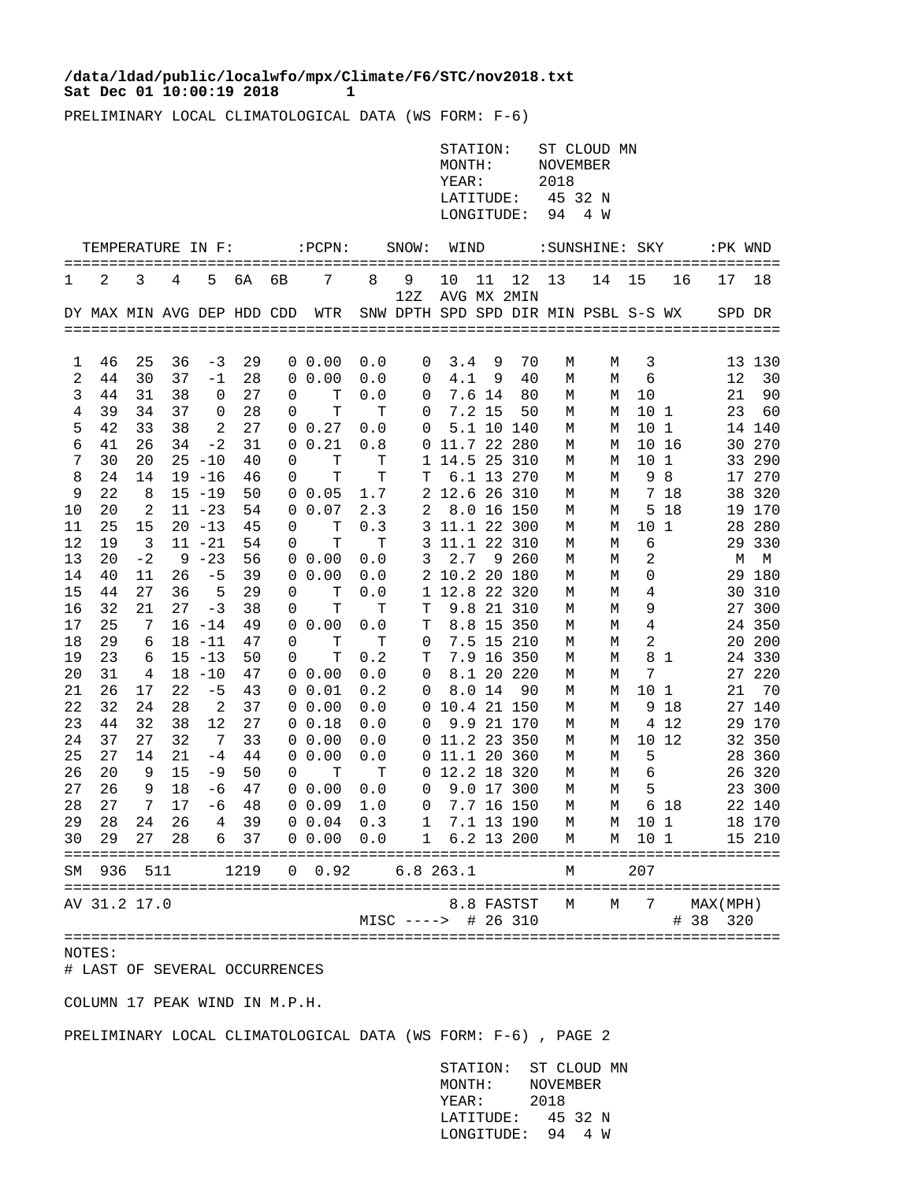PRELIMINARY LOCAL CLIMATOLOGICAL DATA (WS FORM: F-6)

STATION: ST CLOUD MN
MONTH: NOVEMBER
YEAR: 2018
LATITUDE: 45 32 N
LONGITUDE: 94 4 W

| TEMPERATURE IN F: | | | | | | | :PCPN: | | SNOW: | WIND | | | :SUNSHINE: | | SKY | | :PK WND | |
|---|---|---|---|---|---|---|---|---|---|---|---|---|---|---|---|---|---|---|
| 1 | 2 | 3 | 4 | 5 | 6A | 6B | 7 | 8 | 9 | 10 | 11 | 12 | 13 | 14 | 15 | 16 | 17 | 18 |
| | | | | | | | | | 12Z | AVG | MX | 2MIN | | | | | | |
| DY | MAX | MIN | AVG | DEP | HDD | CDD | WTR | SNW | DPTH | SPD | SPD | DIR | MIN | PSBL | S-S | WX | SPD | DR |
| 1 | 46 | 25 | 36 | -3 | 29 | 0 | 0.00 | 0.0 | 0 | 3.4 | 9 | 70 | M | M | 3 | | 13 | 130 |
| 2 | 44 | 30 | 37 | -1 | 28 | 0 | 0.00 | 0.0 | 0 | 4.1 | 9 | 40 | M | M | 6 | | 12 | 30 |
| 3 | 44 | 31 | 38 | 0 | 27 | 0 | T | 0.0 | 0 | 7.6 | 14 | 80 | M | M | 10 | | 21 | 90 |
| 4 | 39 | 34 | 37 | 0 | 28 | 0 | T | T | 0 | 7.2 | 15 | 50 | M | M | 10 | 1 | 23 | 60 |
| 5 | 42 | 33 | 38 | 2 | 27 | 0 | 0.27 | 0.0 | 0 | 5.1 | 10 | 140 | M | M | 10 | 1 | 14 | 140 |
| 6 | 41 | 26 | 34 | -2 | 31 | 0 | 0.21 | 0.8 | 0 | 11.7 | 22 | 280 | M | M | 10 | 16 | 30 | 270 |
| 7 | 30 | 20 | 25 | -10 | 40 | 0 | T | T | 1 | 14.5 | 25 | 310 | M | M | 10 | 1 | 33 | 290 |
| 8 | 24 | 14 | 19 | -16 | 46 | 0 | T | T | T | 6.1 | 13 | 270 | M | M | 9 | 8 | 17 | 270 |
| 9 | 22 | 8 | 15 | -19 | 50 | 0 | 0.05 | 1.7 | 2 | 12.6 | 26 | 310 | M | M | 7 | 18 | 38 | 320 |
| 10 | 20 | 2 | 11 | -23 | 54 | 0 | 0.07 | 2.3 | 2 | 8.0 | 16 | 150 | M | M | 5 | 18 | 19 | 170 |
| 11 | 25 | 15 | 20 | -13 | 45 | 0 | T | 0.3 | 3 | 11.1 | 22 | 300 | M | M | 10 | 1 | 28 | 280 |
| 12 | 19 | 3 | 11 | -21 | 54 | 0 | T | T | 3 | 11.1 | 22 | 310 | M | M | 6 | | 29 | 330 |
| 13 | 20 | -2 | 9 | -23 | 56 | 0 | 0.00 | 0.0 | 3 | 2.7 | 9 | 260 | M | M | 2 | | M | M |
| 14 | 40 | 11 | 26 | -5 | 39 | 0 | 0.00 | 0.0 | 2 | 10.2 | 20 | 180 | M | M | 0 | | 29 | 180 |
| 15 | 44 | 27 | 36 | 5 | 29 | 0 | T | 0.0 | 1 | 12.8 | 22 | 320 | M | M | 4 | | 30 | 310 |
| 16 | 32 | 21 | 27 | -3 | 38 | 0 | T | T | T | 9.8 | 21 | 310 | M | M | 9 | | 27 | 300 |
| 17 | 25 | 7 | 16 | -14 | 49 | 0 | 0.00 | 0.0 | T | 8.8 | 15 | 350 | M | M | 4 | | 24 | 350 |
| 18 | 29 | 6 | 18 | -11 | 47 | 0 | T | T | 0 | 7.5 | 15 | 210 | M | M | 2 | | 20 | 200 |
| 19 | 23 | 6 | 15 | -13 | 50 | 0 | T | 0.2 | T | 7.9 | 16 | 350 | M | M | 8 | 1 | 24 | 330 |
| 20 | 31 | 4 | 18 | -10 | 47 | 0 | 0.00 | 0.0 | 0 | 8.1 | 20 | 220 | M | M | 7 | | 27 | 220 |
| 21 | 26 | 17 | 22 | -5 | 43 | 0 | 0.01 | 0.2 | 0 | 8.0 | 14 | 90 | M | M | 10 | 1 | 21 | 70 |
| 22 | 32 | 24 | 28 | 2 | 37 | 0 | 0.00 | 0.0 | 0 | 10.4 | 21 | 150 | M | M | 9 | 18 | 27 | 140 |
| 23 | 44 | 32 | 38 | 12 | 27 | 0 | 0.18 | 0.0 | 0 | 9.9 | 21 | 170 | M | M | 4 | 12 | 29 | 170 |
| 24 | 37 | 27 | 32 | 7 | 33 | 0 | 0.00 | 0.0 | 0 | 11.2 | 23 | 350 | M | M | 10 | 12 | 32 | 350 |
| 25 | 27 | 14 | 21 | -4 | 44 | 0 | 0.00 | 0.0 | 0 | 11.1 | 20 | 360 | M | M | 5 | | 28 | 360 |
| 26 | 20 | 9 | 15 | -9 | 50 | 0 | T | T | 0 | 12.2 | 18 | 320 | M | M | 6 | | 26 | 320 |
| 27 | 26 | 9 | 18 | -6 | 47 | 0 | 0.00 | 0.0 | 0 | 9.0 | 17 | 300 | M | M | 5 | | 23 | 300 |
| 28 | 27 | 7 | 17 | -6 | 48 | 0 | 0.09 | 1.0 | 0 | 7.7 | 16 | 150 | M | M | 6 | 18 | 22 | 140 |
| 29 | 28 | 24 | 26 | 4 | 39 | 0 | 0.04 | 0.3 | 1 | 7.1 | 13 | 190 | M | M | 10 | 1 | 18 | 170 |
| 30 | 29 | 27 | 28 | 6 | 37 | 0 | 0.00 | 0.0 | 1 | 6.2 | 13 | 200 | M | M | 10 | 1 | 15 | 210 |
| SM | 936 | 511 | | | 1219 | 0 | 0.92 | 6.8 | | 263.1 | | | M | | 207 | | | |
| AV | 31.2 | 17.0 | | | | | | | | 8.8 | FASTST | | M | M | 7 | | MAX(MPH) | |
| | | | | | | | | MISC ----> | | # | 26 | 310 | | | | | # 38 | 320 |

NOTES:
# LAST OF SEVERAL OCCURRENCES

COLUMN 17 PEAK WIND IN M.P.H.

PRELIMINARY LOCAL CLIMATOLOGICAL DATA (WS FORM: F-6) , PAGE 2

STATION: ST CLOUD MN
MONTH: NOVEMBER
YEAR: 2018
LATITUDE: 45 32 N
LONGITUDE: 94 4 W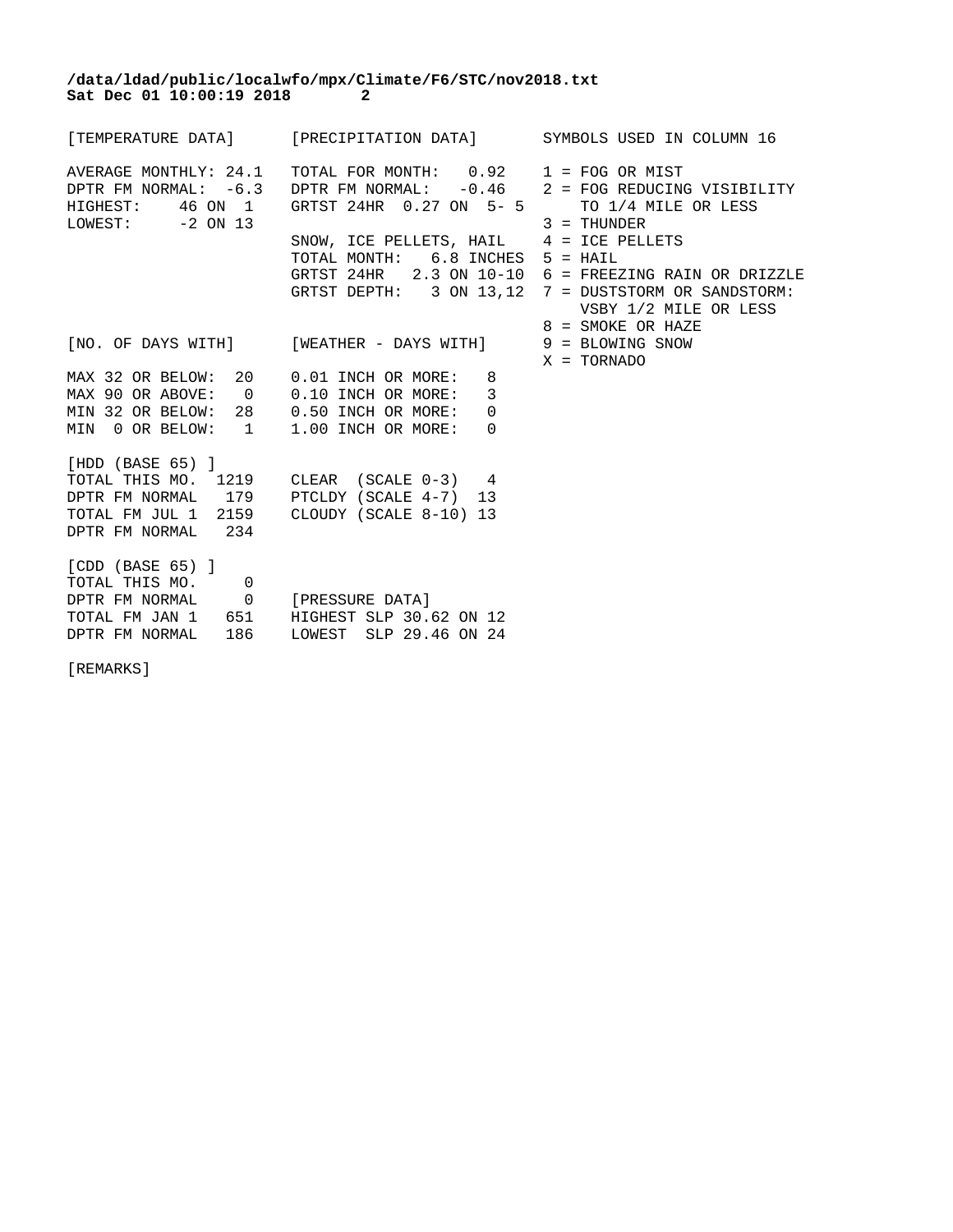**/data/ldad/public/localwfo/mpx/Climate/F6/STC/nov2018.txt**
**Sat Dec 01 10:00:19 2018**

```
[TEMPERATURE DATA]      [PRECIPITATION DATA]       SYMBOLS USED IN COLUMN 16

AVERAGE MONTHLY: 24.1   TOTAL FOR MONTH:   0.92    1 = FOG OR MIST
DPTR FM NORMAL:  -6.3   DPTR FM NORMAL:   -0.46    2 = FOG REDUCING VISIBILITY
HIGHEST:    46 ON  1    GRTST 24HR  0.27 ON  5- 5      TO 1/4 MILE OR LESS
LOWEST:     -2 ON 13                               3 = THUNDER
                        SNOW, ICE PELLETS, HAIL    4 = ICE PELLETS
                        TOTAL MONTH:   6.8 INCHES  5 = HAIL
                        GRTST 24HR   2.3 ON 10-10  6 = FREEZING RAIN OR DRIZZLE
                        GRTST DEPTH:   3 ON 13,12  7 = DUSTSTORM OR SANDSTORM:
                                                       VSBY 1/2 MILE OR LESS
                                                   8 = SMOKE OR HAZE
[NO. OF DAYS WITH]      [WEATHER - DAYS WITH]      9 = BLOWING SNOW
                                                   X = TORNADO
MAX 32 OR BELOW:  20    0.01 INCH OR MORE:   8
MAX 90 OR ABOVE:   0    0.10 INCH OR MORE:   3
MIN 32 OR BELOW:  28    0.50 INCH OR MORE:   0
MIN  0 OR BELOW:   1    1.00 INCH OR MORE:   0

[HDD (BASE 65) ]
TOTAL THIS MO.  1219    CLEAR  (SCALE 0-3)   4
DPTR FM NORMAL   179    PTCLDY (SCALE 4-7)  13
TOTAL FM JUL 1  2159    CLOUDY (SCALE 8-10) 13
DPTR FM NORMAL   234

[CDD (BASE 65) ]
TOTAL THIS MO.     0
DPTR FM NORMAL     0    [PRESSURE DATA]
TOTAL FM JAN 1   651    HIGHEST SLP 30.62 ON 12
DPTR FM NORMAL   186    LOWEST  SLP 29.46 ON 24

[REMARKS]
```